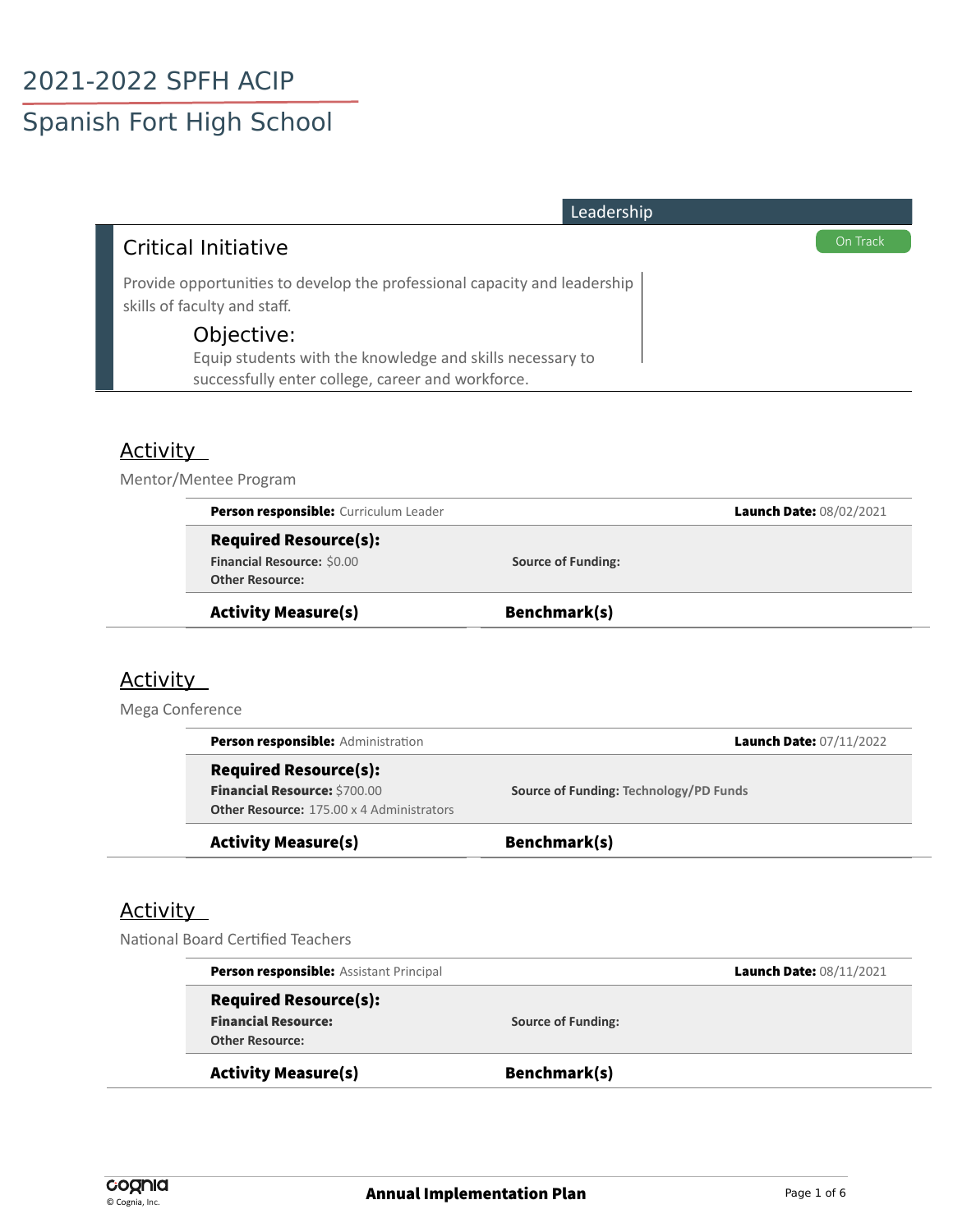# 2021-2022 SPFH ACIP

## Spanish Fort High School

Leadership

### Critical Initiative

On Track

Provide opportunities to develop the professional capacity and leadership skills of faculty and staff.

**Objective:**

Equip students with the knowledge and skills necessary to successfully enter college, career and workforce.

#### Activity

Mentor/Mentee Program

**Person responsible:** Curriculum Leader

**Launch Date:** 08/02/2021

**Required Resource(s):**

**Financial Resource:** $0.00

**Source of Funding:**

**Other Resource:**

| Activity Measure(s) | Benchmark(s) |
| --- | --- |

#### Activity

Mega Conference

**Person responsible:** Administration

**Launch Date:** 07/11/2022

**Required Resource(s):**

**Financial Resource:** $700.00

**Source of Funding:** Technology/PD Funds

**Other Resource:** 175.00 x 4 Administrators

| Activity Measure(s) | Benchmark(s) |
| --- | --- |

#### Activity

National Board Certified Teachers

**Person responsible:** Assistant Principal

**Launch Date:** 08/11/2021

**Required Resource(s):**

**Financial Resource:**

**Source of Funding:**

**Other Resource:**

| Activity Measure(s) | Benchmark(s) |
| --- | --- |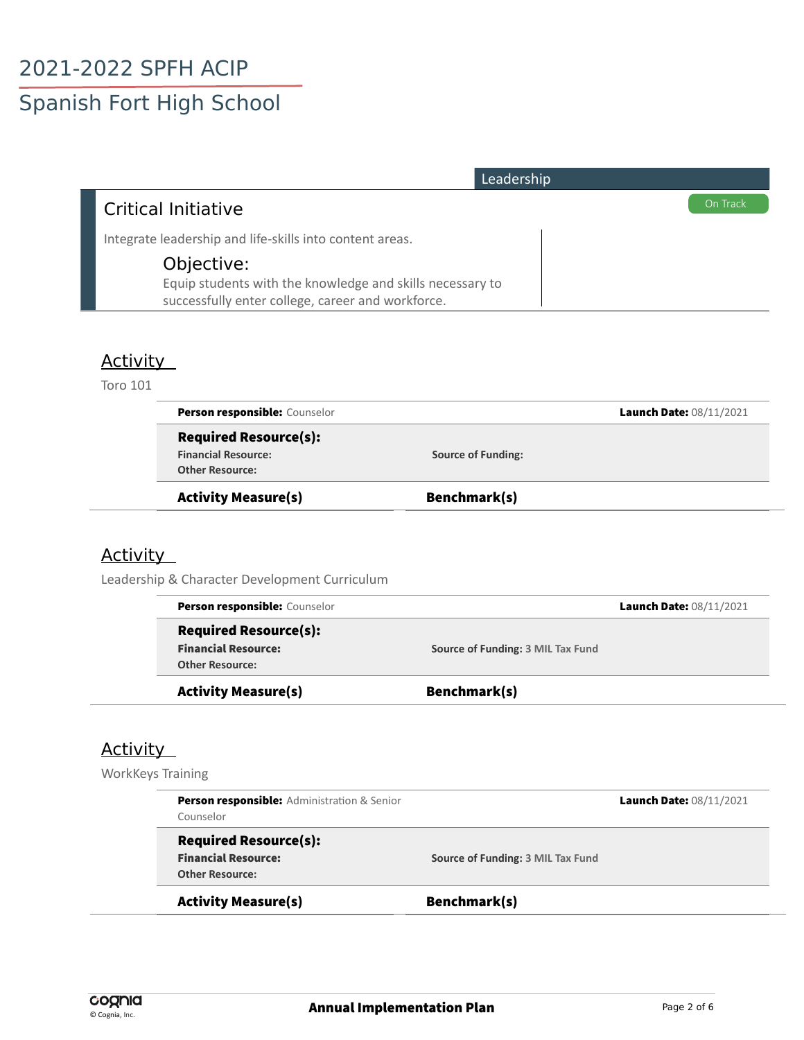# 2021-2022 SPFH ACIP

## Spanish Fort High School

Leadership

## Critical Initiative

On Track

Integrate leadership and life-skills into content areas.

### Objective:

Equip students with the knowledge and skills necessary to successfully enter college, career and workforce.

### Activity

Toro 101

**Person responsible:** Counselor

**Launch Date:** 08/11/2021

**Required Resource(s):**

**Financial Resource:**

**Source of Funding:**

**Other Resource:**

| Activity Measure(s) | Benchmark(s) |
|---|---|

### Activity

Leadership & Character Development Curriculum

**Person responsible:** Counselor

**Launch Date:** 08/11/2021

**Required Resource(s):**

**Financial Resource:**

**Source of Funding:** 3 MIL Tax Fund

**Other Resource:**

| Activity Measure(s) | Benchmark(s) |
|---|---|

### Activity

WorkKeys Training

**Person responsible:** Administration & Senior Counselor

**Launch Date:** 08/11/2021

**Required Resource(s):**

**Financial Resource:**

**Source of Funding:** 3 MIL Tax Fund

**Other Resource:**

| Activity Measure(s) | Benchmark(s) |
|---|---|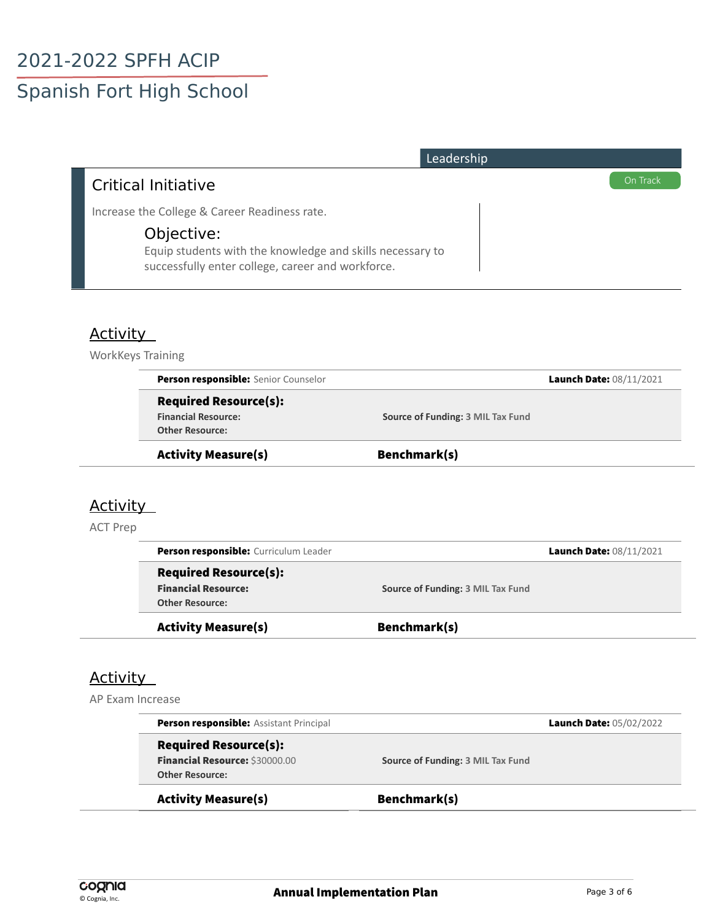# 2021-2022 SPFH ACIP

## Spanish Fort High School

**Leadership**

### Critical Initiative

**On Track**

Increase the College & Career Readiness rate.

#### Objective:

Equip students with the knowledge and skills necessary to successfully enter college, career and workforce.

### Activity

WorkKeys Training

**Person responsible:** Senior Counselor **Launch Date:** 08/11/2021

**Required Resource(s):**

**Financial Resource:** **Source of Funding:** 3 MIL Tax Fund

**Other Resource:**

| Activity Measure(s) | Benchmark(s) |
|---|---|

### Activity

ACT Prep

**Person responsible:** Curriculum Leader **Launch Date:** 08/11/2021

**Required Resource(s):**

**Financial Resource:** **Source of Funding:** 3 MIL Tax Fund

**Other Resource:**

| Activity Measure(s) | Benchmark(s) |
|---|---|

### Activity

AP Exam Increase

**Person responsible:** Assistant Principal **Launch Date:** 05/02/2022

**Required Resource(s):**

**Financial Resource:** $30000.00 **Source of Funding:** 3 MIL Tax Fund

**Other Resource:**

| Activity Measure(s) | Benchmark(s) |
|---|---|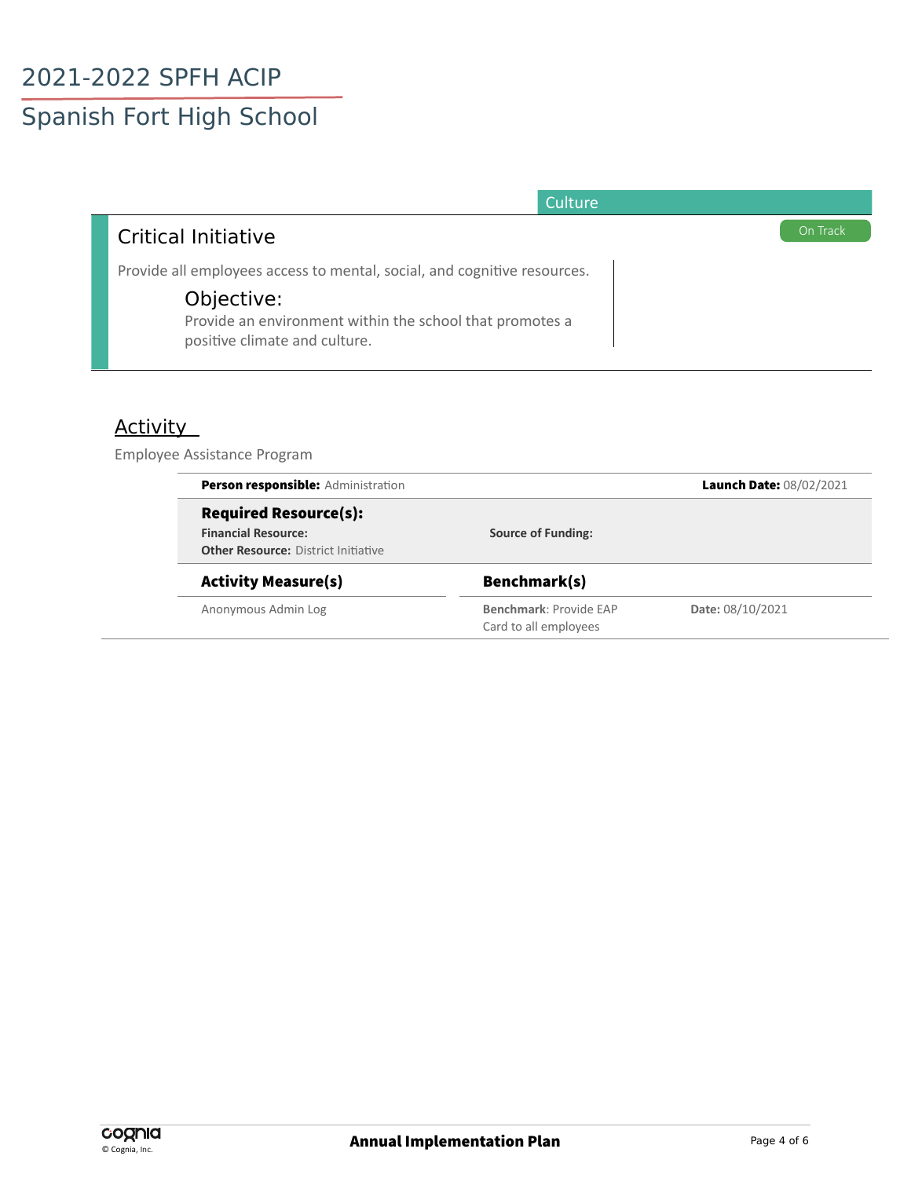# 2021-2022 SPFH ACIP

## Spanish Fort High School

Culture

### Critical Initiative

On Track

Provide all employees access to mental, social, and cognitive resources.

#### Objective:

Provide an environment within the school that promotes a positive climate and culture.

### Activity

Employee Assistance Program

**Person responsible:** Administration

**Launch Date:** 08/02/2021

**Required Resource(s):**

**Financial Resource:**

**Other Resource:** District Initiative

**Source of Funding:**

| Activity Measure(s) | Benchmark(s) | |
|---|---|---|
| Anonymous Admin Log | **Benchmark**: Provide EAP Card to all employees | **Date:** 08/10/2021 |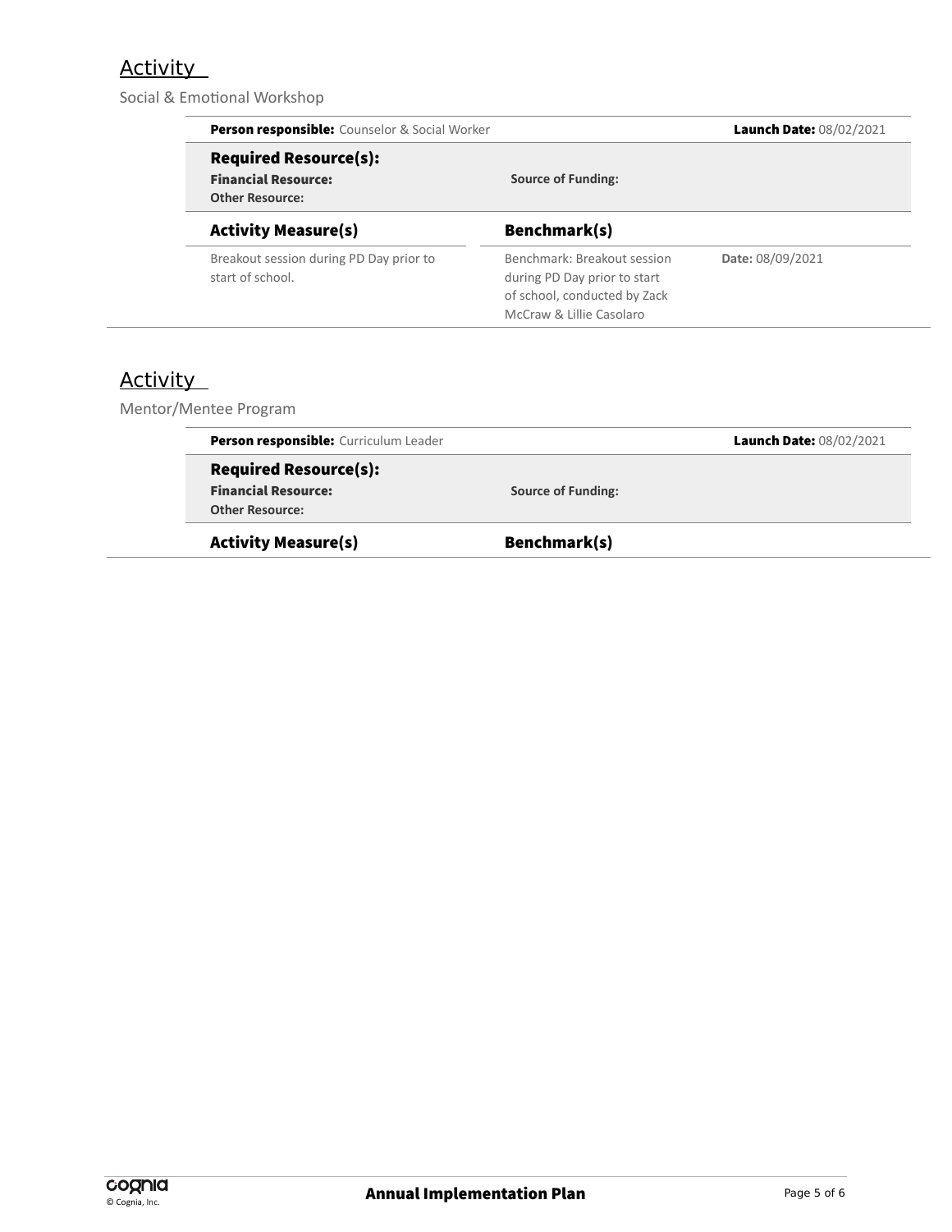## Activity

Social & Emotional Workshop

**Person responsible:** Counselor & Social Worker

**Launch Date:** 08/02/2021

**Required Resource(s):**

**Financial Resource:**

**Source of Funding:**

**Other Resource:**

| Activity Measure(s) | Benchmark(s) | |
|---|---|---|
| Breakout session during PD Day prior to start of school. | Benchmark: Breakout session during PD Day prior to start of school, conducted by Zack McCraw & Lillie Casolaro | **Date:** 08/09/2021 |

## Activity

Mentor/Mentee Program

**Person responsible:** Curriculum Leader

**Launch Date:** 08/02/2021

**Required Resource(s):**

**Financial Resource:**

**Source of Funding:**

**Other Resource:**

| Activity Measure(s) | Benchmark(s) |
|---|---|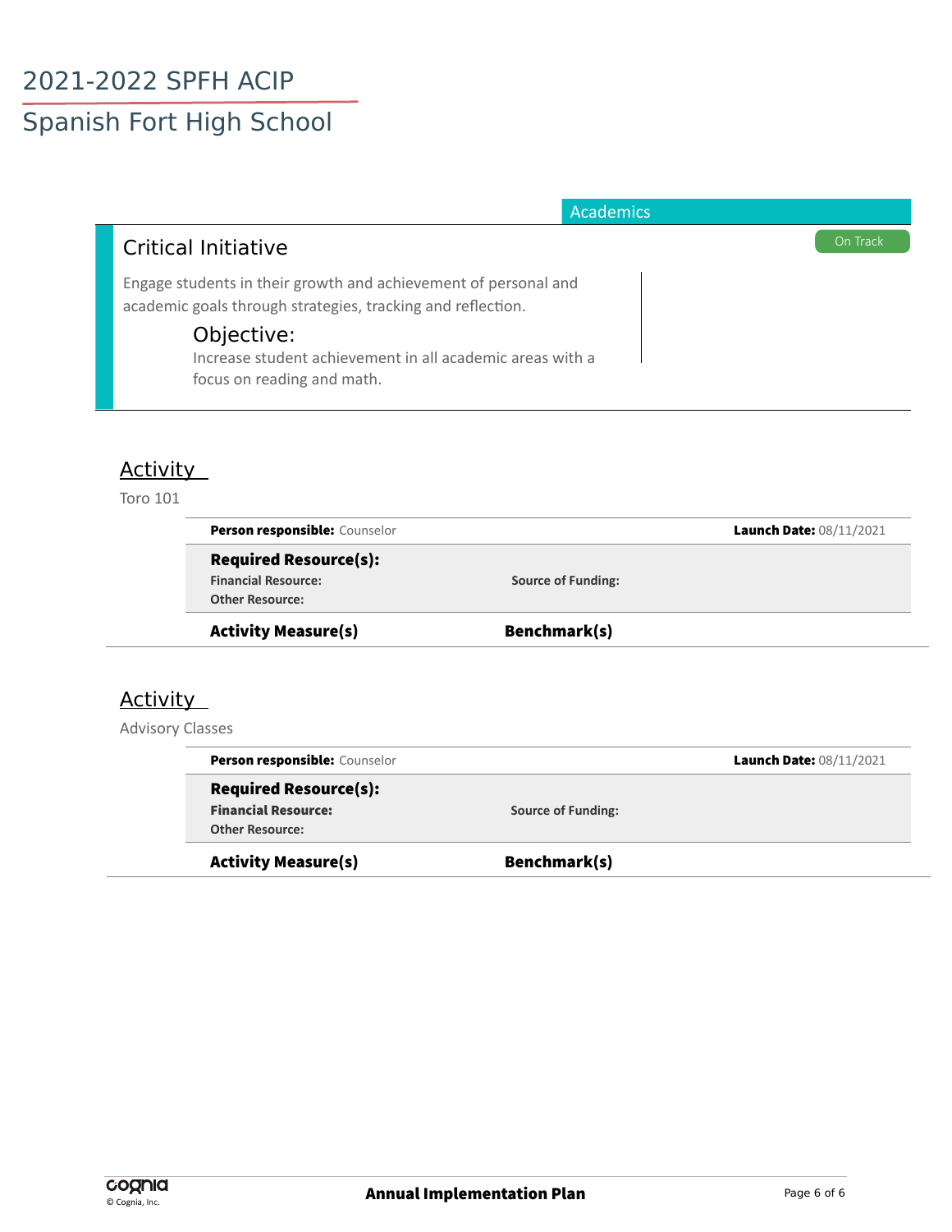# 2021-2022 SPFH ACIP

## Spanish Fort High School

Academics

### Critical Initiative

On Track

Engage students in their growth and achievement of personal and academic goals through strategies, tracking and reflection.

#### Objective:

Increase student achievement in all academic areas with a focus on reading and math.

### Activity

Toro 101

**Person responsible:** Counselor

**Launch Date:** 08/11/2021

**Required Resource(s):**

**Financial Resource:**

**Source of Funding:**

**Other Resource:**

| **Activity Measure(s)** | **Benchmark(s)** |
| --- | --- |

### Activity

Advisory Classes

**Person responsible:** Counselor

**Launch Date:** 08/11/2021

**Required Resource(s):**

**Financial Resource:**

**Source of Funding:**

**Other Resource:**

| **Activity Measure(s)** | **Benchmark(s)** |
| --- | --- |